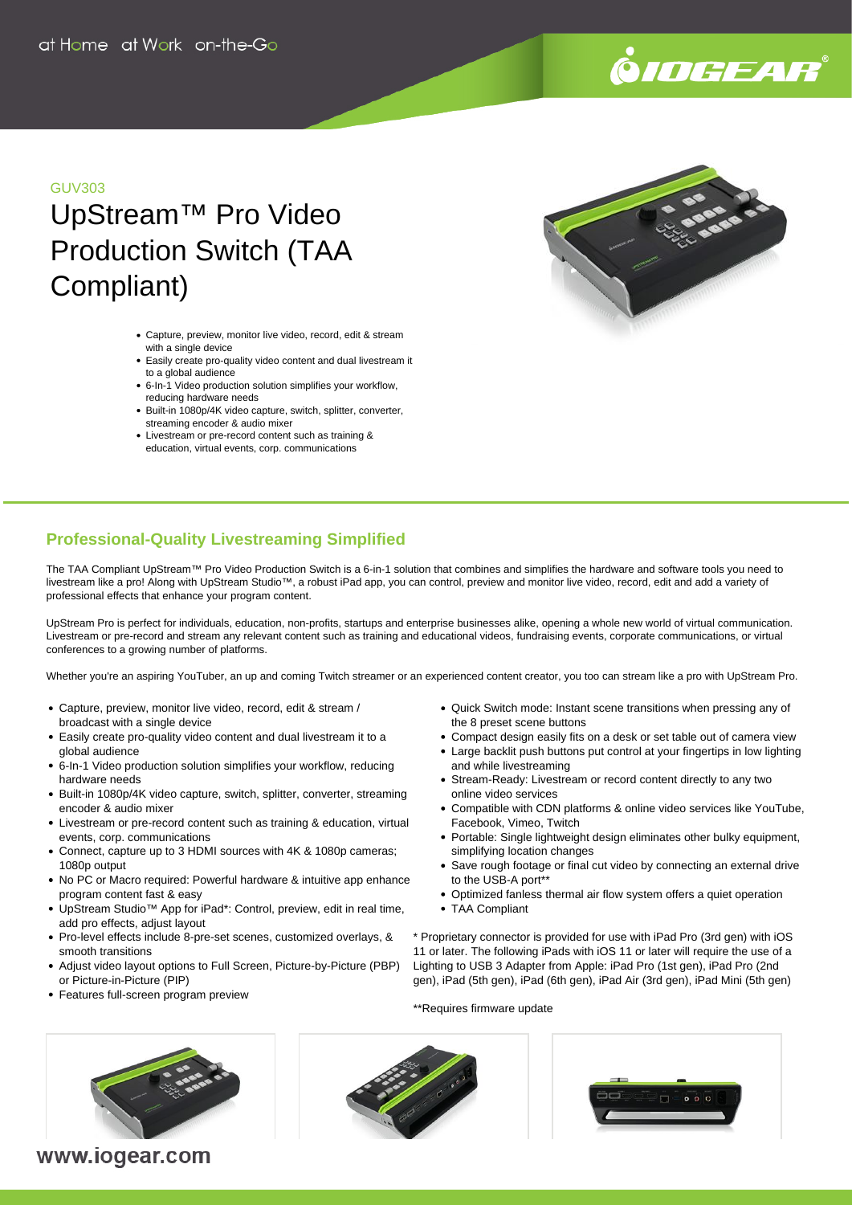at Home at Work on-the-Go

GUV303

# UpStream™ Pro Video Production Switch (TAA Compliant)

- Capture, preview, monitor live video, record, edit & stream with a single device
- Easily create pro-quality video content and dual livestream it to a global audience
- 6-In-1 Video production solution simplifies your workflow, reducing hardware needs
- Built-in 1080p/4K video capture, switch, splitter, converter, streaming encoder & audio mixer
- Livestream or pre-record content such as training & education, virtual events, corp. communications

## Professional-Quality Livestreaming Simplified

The TAA Compliant UpStream™ Pro Video Production Switch is a 6-in-1 solution that combines and simplifies the hardware and software tools you need to livestream like a pro! Along with UpStream Studio™, a robust iPad app, you can control, preview and monitor live video, record, edit and add a variety of professional effects that enhance your program content.

UpStream Pro is perfect for individuals, education, non-profits, startups and enterprise businesses alike, opening a whole new world of virtual communication. Livestream or pre-record and stream any relevant content such as training and educational videos, fundraising events, corporate communications, or virtual conferences to a growing number of platforms.

Whether you're an aspiring YouTuber, an up and coming Twitch streamer or an experienced content creator, you too can stream like a pro with UpStream Pro.

- Capture, preview, monitor live video, record, edit & stream / broadcast with a single device
- Easily create pro-quality video content and dual livestream it to a global audience
- 6-In-1 Video production solution simplifies your workflow, reducing hardware needs
- Built-in 1080p/4K video capture, switch, splitter, converter, streaming encoder & audio mixer
- Livestream or pre-record content such as training & education, virtual events, corp. communications
- Connect, capture up to 3 HDMI sources with 4K & 1080p cameras; 1080p output
- No PC or Macro required: Powerful hardware & intuitive app enhance program content fast & easy
- UpStream Studio™ App for iPad*: Control, preview, edit in real time, add pro effects, adjust layout
- Pro-level effects include 8-pre-set scenes, customized overlays, & smooth transitions
- Adjust video layout options to Full Screen, Picture-by-Picture (PBP) or Picture-in-Picture (PIP)
- Features full-screen program preview
- Quick Switch mode: Instant scene transitions when pressing any of the 8 preset scene buttons
- Compact design easily fits on a desk or set table out of camera view
- Large backlit push buttons put control at your fingertips in low lighting and while livestreaming
- Stream-Ready: Livestream or record content directly to any two online video services
- Compatible with CDN platforms & online video services like YouTube, Facebook, Vimeo, Twitch
- Portable: Single lightweight design eliminates other bulky equipment, simplifying location changes
- Save rough footage or final cut video by connecting an external drive to the USB-A port**
- Optimized fanless thermal air flow system offers a quiet operation
- TAA Compliant

* Proprietary connector is provided for use with iPad Pro (3rd gen) with iOS 11 or later. The following iPads with iOS 11 or later will require the use of a Lighting to USB 3 Adapter from Apple: iPad Pro (1st gen), iPad Pro (2nd gen), iPad (5th gen), iPad (6th gen), iPad Air (3rd gen), iPad Mini (5th gen)

**Requires firmware update

www.iogear.com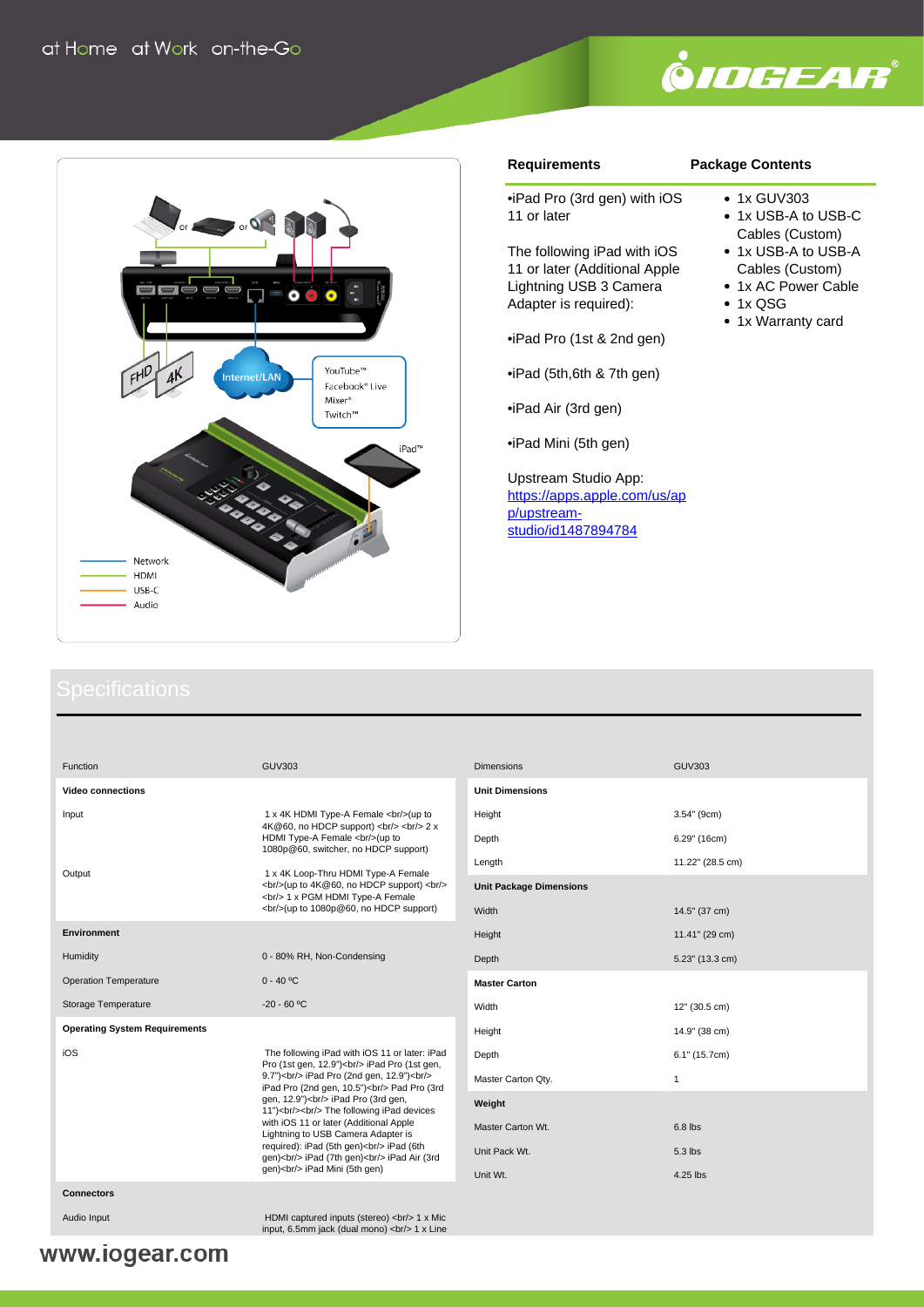at Home at Work on-the-Go

## Requirements

•iPad Pro (3rd gen) with iOS 11 or later

The following iPad with iOS 11 or later (Additional Apple Lightning USB 3 Camera Adapter is required):

•iPad Pro (1st & 2nd gen)

•iPad (5th,6th & 7th gen)

•iPad Air (3rd gen)

•iPad Mini (5th gen)

Upstream Studio App:
https://apps.apple.com/us/app/upstream-studio/id1487894784

## Package Contents

- 1x GUV303
- 1x USB-A to USB-C Cables (Custom)
- 1x USB-A to USB-A Cables (Custom)
- 1x AC Power Cable
- 1x QSG
- 1x Warranty card

## Specifications

| Function | GUV303 |
|---|---|
| **Video connections** | |
| Input | 1 x 4K HDMI Type-A Female <br/>(up to 4K@60, no HDCP support) <br/> <br/> 2 x HDMI Type-A Female <br/>(up to 1080p@60, switcher, no HDCP support) |
| Output | 1 x 4K Loop-Thru HDMI Type-A Female <br/>(up to 4K@60, no HDCP support) <br/> <br/> 1 x PGM HDMI Type-A Female <br/>(up to 1080p@60, no HDCP support) |
| **Environment** | |
| Humidity | 0 - 80% RH, Non-Condensing |
| Operation Temperature | 0 - 40 ºC |
| Storage Temperature | -20 - 60 ºC |
| **Operating System Requirements** | |
| iOS | The following iPad with iOS 11 or later: iPad Pro (1st gen, 12.9")<br/> iPad Pro (1st gen, 9.7")<br/> iPad Pro (2nd gen, 12.9")<br/> iPad Pro (2nd gen, 10.5")<br/> Pad Pro (3rd gen, 12.9")<br/> iPad Pro (3rd gen, 11")<br/><br/> The following iPad devices with iOS 11 or later (Additional Apple Lightning to USB Camera Adapter is required): iPad (5th gen)<br/> iPad (6th gen)<br/> iPad (7th gen)<br/> iPad Air (3rd gen)<br/> iPad Mini (5th gen) |
| **Connectors** | |
| Audio Input | HDMI captured inputs (stereo) <br/> 1 x Mic input, 6.5mm jack (dual mono) <br/> 1 x Line |

| Dimensions | GUV303 |
|---|---|
| **Unit Dimensions** | |
| Height | 3.54" (9cm) |
| Depth | 6.29" (16cm) |
| Length | 11.22" (28.5 cm) |
| **Unit Package Dimensions** | |
| Width | 14.5" (37 cm) |
| Height | 11.41" (29 cm) |
| Depth | 5.23" (13.3 cm) |
| **Master Carton** | |
| Width | 12" (30.5 cm) |
| Height | 14.9" (38 cm) |
| Depth | 6.1" (15.7cm) |
| Master Carton Qty. | 1 |
| **Weight** | |
| Master Carton Wt. | 6.8 lbs |
| Unit Pack Wt. | 5.3 lbs |
| Unit Wt. | 4.25 lbs |

www.iogear.com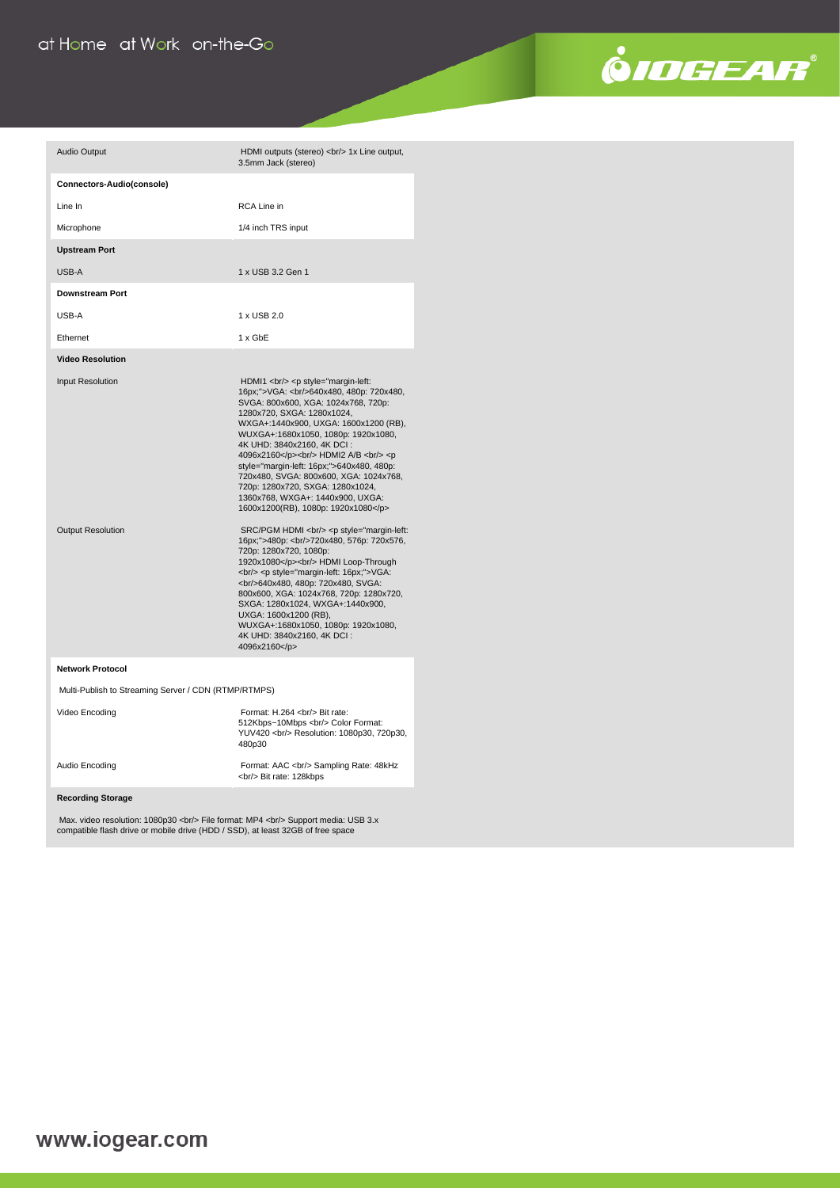| | |
|---|---|
| Audio Output | HDMI outputs (stereo) <br/> 1x Line output, 3.5mm Jack (stereo) |
| **Connectors-Audio(console)** | |
| Line In | RCA Line in |
| Microphone | 1/4 inch TRS input |
| **Upstream Port** | |
| USB-A | 1 x USB 3.2 Gen 1 |
| **Downstream Port** | |
| USB-A | 1 x USB 2.0 |
| Ethernet | 1 x GbE |
| **Video Resolution** | |
| Input Resolution | HDMI1 <br/> <p style="margin-left: 16px;">VGA: <br/>640x480, 480p: 720x480, SVGA: 800x600, XGA: 1024x768, 720p: 1280x720, SXGA: 1280x1024, WXGA+:1440x900, UXGA: 1600x1200 (RB), WUXGA+:1680x1050, 1080p: 1920x1080, 4K UHD: 3840x2160, 4K DCI : 4096x2160</p><br/> HDMI2 A/B <br/> <p style="margin-left: 16px;">640x480, 480p: 720x480, SVGA: 800x600, XGA: 1024x768, 720p: 1280x720, SXGA: 1280x1024, 1360x768, WXGA+: 1440x900, UXGA: 1600x1200(RB), 1080p: 1920x1080</p> |
| Output Resolution | SRC/PGM HDMI <br/> <p style="margin-left: 16px;">480p: <br/>720x480, 576p: 720x576, 720p: 1280x720, 1080p: 1920x1080</p><br/> HDMI Loop-Through <br/> <p style="margin-left: 16px;">VGA: <br/>640x480, 480p: 720x480, SVGA: 800x600, XGA: 1024x768, 720p: 1280x720, SXGA: 1280x1024, WXGA+:1440x900, UXGA: 1600x1200 (RB), WUXGA+:1680x1050, 1080p: 1920x1080, 4K UHD: 3840x2160, 4K DCI : 4096x2160</p> |
| **Network Protocol** | |
| Multi-Publish to Streaming Server / CDN (RTMP/RTMPS) | |
| Video Encoding | Format: H.264 <br/> Bit rate: 512Kbps~10Mbps <br/> Color Format: YUV420 <br/> Resolution: 1080p30, 720p30, 480p30 |
| Audio Encoding | Format: AAC <br/> Sampling Rate: 48kHz <br/> Bit rate: 128kbps |
| **Recording Storage** | |
| Max. video resolution: 1080p30 <br/> File format: MP4 <br/> Support media: USB 3.x compatible flash drive or mobile drive (HDD / SSD), at least 32GB of free space | |